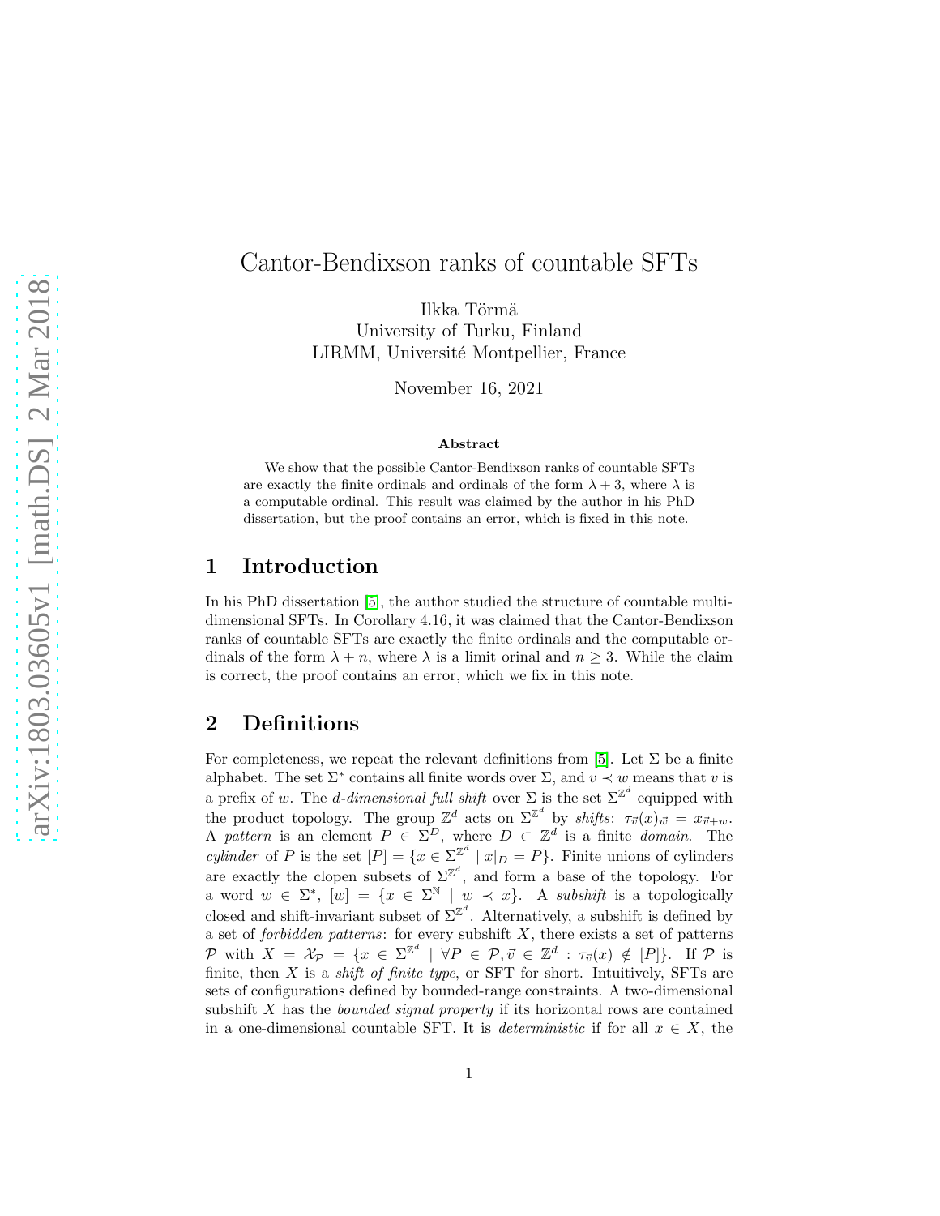# Cantor-Bendixson ranks of countable SFTs

Ilkka Törmä
University of Turku, Finland
LIRMM, Université Montpellier, France

November 16, 2021

### Abstract

We show that the possible Cantor-Bendixson ranks of countable SFTs are exactly the finite ordinals and ordinals of the form $\lambda + 3$, where $\lambda$ is a computable ordinal. This result was claimed by the author in his PhD dissertation, but the proof contains an error, which is fixed in this note.

## 1 Introduction

In his PhD dissertation [5], the author studied the structure of countable multidimensional SFTs. In Corollary 4.16, it was claimed that the Cantor-Bendixson ranks of countable SFTs are exactly the finite ordinals and the computable ordinals of the form $\lambda + n$, where $\lambda$ is a limit orinal and $n \geq 3$. While the claim is correct, the proof contains an error, which we fix in this note.

## 2 Definitions

For completeness, we repeat the relevant definitions from [5]. Let $\Sigma$ be a finite alphabet. The set $\Sigma^*$ contains all finite words over $\Sigma$, and $v \prec w$ means that $v$ is a prefix of $w$. The *d-dimensional full shift* over $\Sigma$ is the set $\Sigma^{\mathbb{Z}^d}$ equipped with the product topology. The group $\mathbb{Z}^d$ acts on $\Sigma^{\mathbb{Z}^d}$ by *shifts*: $\tau_{\vec{v}}(x)_{\vec{w}} = x_{\vec{v}+w}$. A *pattern* is an element $P \in \Sigma^D$, where $D \subset \mathbb{Z}^d$ is a finite *domain*. The *cylinder* of $P$ is the set $[P] = \{x \in \Sigma^{\mathbb{Z}^d} \mid x|_D = P\}$. Finite unions of cylinders are exactly the clopen subsets of $\Sigma^{\mathbb{Z}^d}$, and form a base of the topology. For a word $w \in \Sigma^*$, $[w] = \{x \in \Sigma^{\mathbb{N}} \mid w \prec x\}$. A *subshift* is a topologically closed and shift-invariant subset of $\Sigma^{\mathbb{Z}^d}$. Alternatively, a subshift is defined by a set of *forbidden patterns*: for every subshift $X$, there exists a set of patterns $\mathcal{P}$ with $X = \mathcal{X}_{\mathcal{P}} = \{x \in \Sigma^{\mathbb{Z}^d} \mid \forall P \in \mathcal{P}, \vec{v} \in \mathbb{Z}^d : \tau_{\vec{v}}(x) \notin [P]\}$. If $\mathcal{P}$ is finite, then $X$ is a *shift of finite type*, or SFT for short. Intuitively, SFTs are sets of configurations defined by bounded-range constraints. A two-dimensional subshift $X$ has the *bounded signal property* if its horizontal rows are contained in a one-dimensional countable SFT. It is *deterministic* if for all $x \in X$, the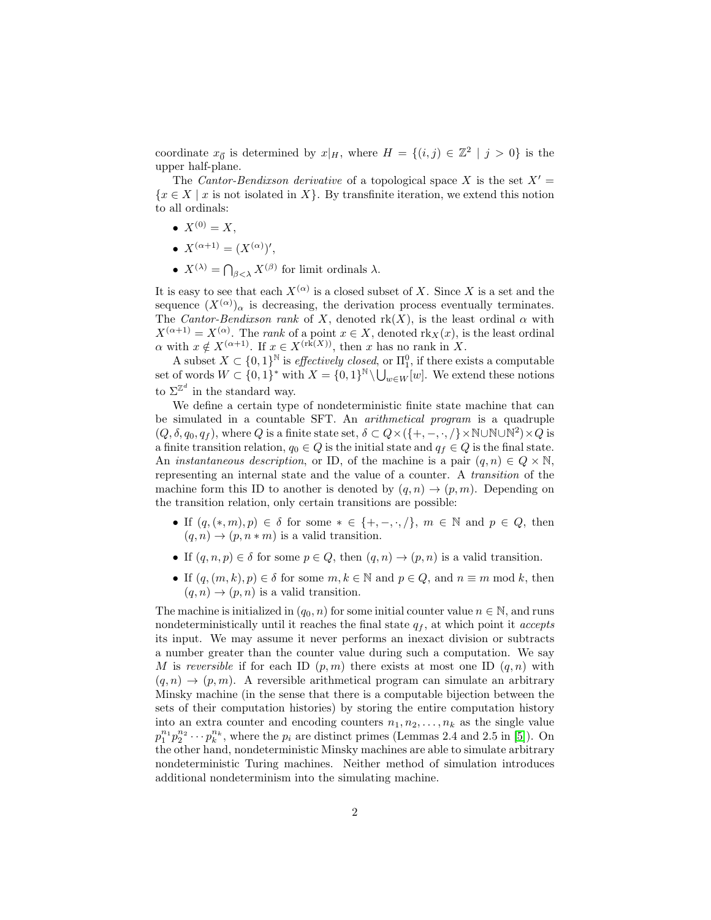coordinate $x_{\vec{0}}$ is determined by $x|_H$, where $H = \{(i,j) \in \mathbb{Z}^2 \mid j > 0\}$ is the upper half-plane.

The *Cantor-Bendixson derivative* of a topological space $X$ is the set $X' = \{x \in X \mid x \text{ is not isolated in } X\}$. By transfinite iteration, we extend this notion to all ordinals:

- $X^{(0)} = X$,
- $X^{(\alpha+1)} = (X^{(\alpha)})'$,
- $X^{(\lambda)} = \bigcap_{\beta<\lambda} X^{(\beta)}$ for limit ordinals $\lambda$.

It is easy to see that each $X^{(\alpha)}$ is a closed subset of $X$. Since $X$ is a set and the sequence $(X^{(\alpha)})_\alpha$ is decreasing, the derivation process eventually terminates. The *Cantor-Bendixson rank* of $X$, denoted $\text{rk}(X)$, is the least ordinal $\alpha$ with $X^{(\alpha+1)} = X^{(\alpha)}$. The *rank* of a point $x \in X$, denoted $\text{rk}_X(x)$, is the least ordinal $\alpha$ with $x \notin X^{(\alpha+1)}$. If $x \in X^{(\text{rk}(X))}$, then $x$ has no rank in $X$.

A subset $X \subset \{0,1\}^{\mathbb{N}}$ is *effectively closed*, or $\Pi^0_1$, if there exists a computable set of words $W \subset \{0,1\}^*$ with $X = \{0,1\}^{\mathbb{N}} \setminus \bigcup_{w \in W} [w]$. We extend these notions to $\Sigma^{\mathbb{Z}^d}$ in the standard way.

We define a certain type of nondeterministic finite state machine that can be simulated in a countable SFT. An *arithmetical program* is a quadruple $(Q, \delta, q_0, q_f)$, where $Q$ is a finite state set, $\delta \subset Q \times (\{+, -, \cdot, /\} \times \mathbb{N} \cup \mathbb{N} \cup \mathbb{N}^2) \times Q$ is a finite transition relation, $q_0 \in Q$ is the initial state and $q_f \in Q$ is the final state. An *instantaneous description*, or ID, of the machine is a pair $(q, n) \in Q \times \mathbb{N}$, representing an internal state and the value of a counter. A *transition* of the machine form this ID to another is denoted by $(q, n) \to (p, m)$. Depending on the transition relation, only certain transitions are possible:

- If $(q, (*, m), p) \in \delta$ for some $* \in \{+, -, \cdot, /\}$, $m \in \mathbb{N}$ and $p \in Q$, then $(q, n) \to (p, n * m)$ is a valid transition.
- If $(q, n, p) \in \delta$ for some $p \in Q$, then $(q, n) \to (p, n)$ is a valid transition.
- If $(q, (m, k), p) \in \delta$ for some $m, k \in \mathbb{N}$ and $p \in Q$, and $n \equiv m \bmod k$, then $(q, n) \to (p, n)$ is a valid transition.

The machine is initialized in $(q_0, n)$ for some initial counter value $n \in \mathbb{N}$, and runs nondeterministically until it reaches the final state $q_f$, at which point it *accepts* its input. We may assume it never performs an inexact division or subtracts a number greater than the counter value during such a computation. We say $M$ is *reversible* if for each ID $(p, m)$ there exists at most one ID $(q, n)$ with $(q, n) \to (p, m)$. A reversible arithmetical program can simulate an arbitrary Minsky machine (in the sense that there is a computable bijection between the sets of their computation histories) by storing the entire computation history into an extra counter and encoding counters $n_1, n_2, \ldots, n_k$ as the single value $p_1^{n_1} p_2^{n_2} \cdots p_k^{n_k}$, where the $p_i$ are distinct primes (Lemmas 2.4 and 2.5 in [5]). On the other hand, nondeterministic Minsky machines are able to simulate arbitrary nondeterministic Turing machines. Neither method of simulation introduces additional nondeterminism into the simulating machine.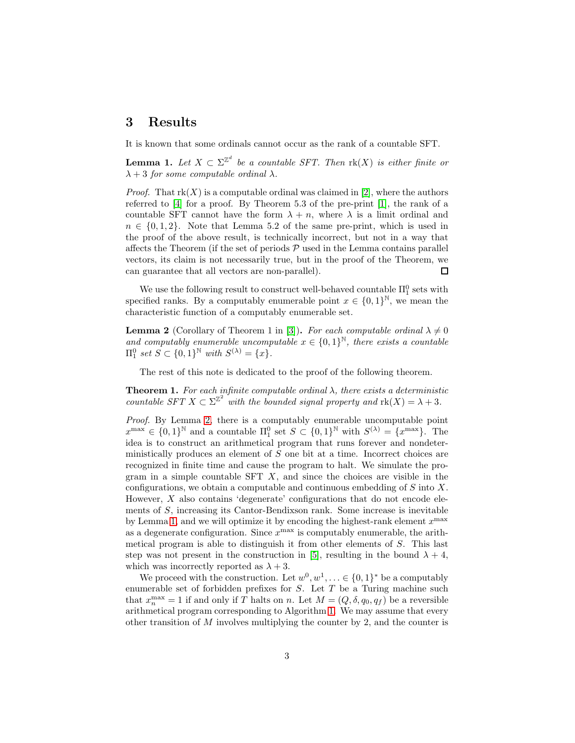## 3 Results

It is known that some ordinals cannot occur as the rank of a countable SFT.

**Lemma 1.** *Let $X \subset \Sigma^{\mathbb{Z}^d}$ be a countable SFT. Then $\mathrm{rk}(X)$ is either finite or $\lambda + 3$ for some computable ordinal $\lambda$.*

*Proof.* That $\mathrm{rk}(X)$ is a computable ordinal was claimed in [2], where the authors referred to [4] for a proof. By Theorem 5.3 of the pre-print [1], the rank of a countable SFT cannot have the form $\lambda + n$, where $\lambda$ is a limit ordinal and $n \in \{0, 1, 2\}$. Note that Lemma 5.2 of the same pre-print, which is used in the proof of the above result, is technically incorrect, but not in a way that affects the Theorem (if the set of periods $\mathcal{P}$ used in the Lemma contains parallel vectors, its claim is not necessarily true, but in the proof of the Theorem, we can guarantee that all vectors are non-parallel). □

We use the following result to construct well-behaved countable $\Pi^0_1$ sets with specified ranks. By a computably enumerable point $x \in \{0,1\}^{\mathbb{N}}$, we mean the characteristic function of a computably enumerable set.

**Lemma 2** (Corollary of Theorem 1 in [3])**.** *For each computable ordinal $\lambda \neq 0$ and computably enumerable uncomputable $x \in \{0,1\}^{\mathbb{N}}$, there exists a countable $\Pi^0_1$ set $S \subset \{0,1\}^{\mathbb{N}}$ with $S^{(\lambda)} = \{x\}$.*

The rest of this note is dedicated to the proof of the following theorem.

**Theorem 1.** *For each infinite computable ordinal $\lambda$, there exists a deterministic countable SFT $X \subset \Sigma^{\mathbb{Z}^2}$ with the bounded signal property and $\mathrm{rk}(X) = \lambda + 3$.*

*Proof.* By Lemma 2, there is a computably enumerable uncomputable point $x^{\max} \in \{0,1\}^{\mathbb{N}}$ and a countable $\Pi^0_1$ set $S \subset \{0,1\}^{\mathbb{N}}$ with $S^{(\lambda)} = \{x^{\max}\}$. The idea is to construct an arithmetical program that runs forever and nondeterministically produces an element of $S$ one bit at a time. Incorrect choices are recognized in finite time and cause the program to halt. We simulate the program in a simple countable SFT $X$, and since the choices are visible in the configurations, we obtain a computable and continuous embedding of $S$ into $X$. However, $X$ also contains 'degenerate' configurations that do not encode elements of $S$, increasing its Cantor-Bendixson rank. Some increase is inevitable by Lemma 1, and we will optimize it by encoding the highest-rank element $x^{\max}$ as a degenerate configuration. Since $x^{\max}$ is computably enumerable, the arithmetical program is able to distinguish it from other elements of $S$. This last step was not present in the construction in [5], resulting in the bound $\lambda + 4$, which was incorrectly reported as $\lambda + 3$.

We proceed with the construction. Let $w^0, w^1, \ldots \in \{0,1\}^*$ be a computably enumerable set of forbidden prefixes for $S$. Let $T$ be a Turing machine such that $x^{\max}_n = 1$ if and only if $T$ halts on $n$. Let $M = (Q, \delta, q_0, q_f)$ be a reversible arithmetical program corresponding to Algorithm 1. We may assume that every other transition of $M$ involves multiplying the counter by 2, and the counter is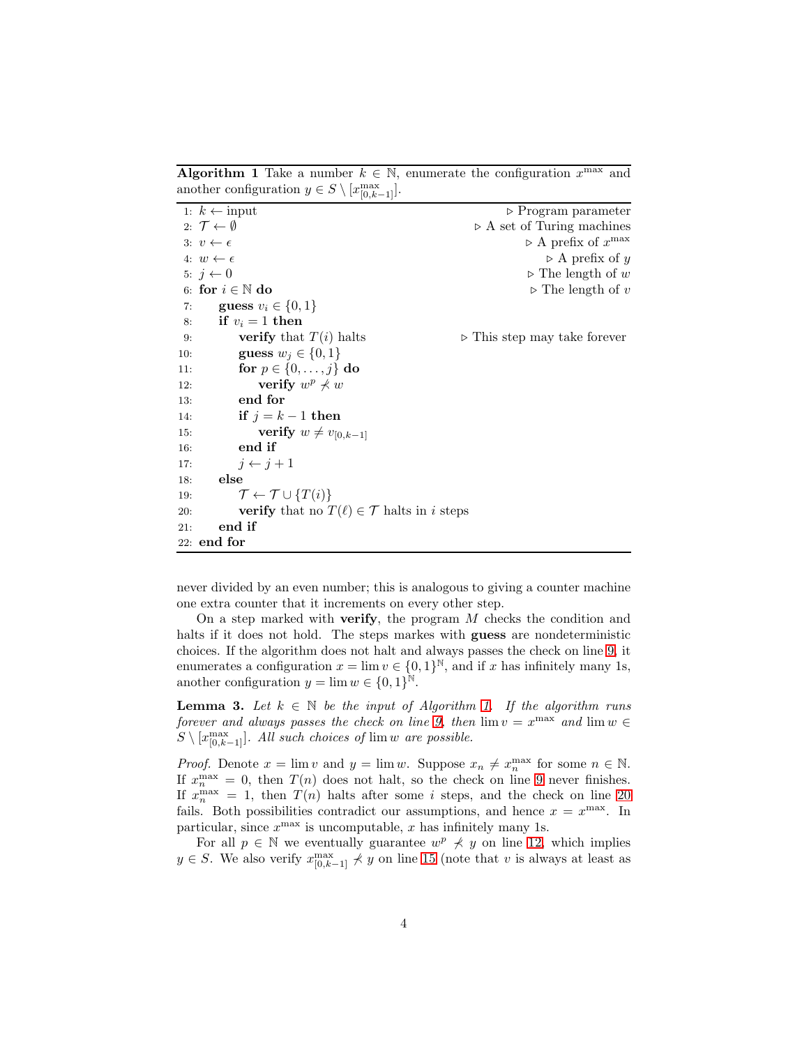**Algorithm 1** Take a number $k \in \mathbb{N}$, enumerate the configuration $x^{\max}$ and another configuration $y \in S \setminus [x^{\max}_{[0,k-1]}]$.

```
1:  k ← input                                    ▷ Program parameter
2:  𝒯 ← ∅                                        ▷ A set of Turing machines
3:  v ← ε                                        ▷ A prefix of x^max
4:  w ← ε                                        ▷ A prefix of y
5:  j ← 0                                        ▷ The length of w
6:  for i ∈ ℕ do                                 ▷ The length of v
7:      guess v_i ∈ {0, 1}
8:      if v_i = 1 then
9:          verify that T(i) halts               ▷ This step may take forever
10:         guess w_j ∈ {0, 1}
11:         for p ∈ {0, ..., j} do
12:             verify w^p ⊀ w
13:         end for
14:         if j = k − 1 then
15:             verify w ≠ v_[0,k−1]
16:         end if
17:         j ← j + 1
18:     else
19:         𝒯 ← 𝒯 ∪ {T(i)}
20:         verify that no T(ℓ) ∈ 𝒯 halts in i steps
21:     end if
22: end for
```

never divided by an even number; this is analogous to giving a counter machine one extra counter that it increments on every other step.

On a step marked with **verify**, the program $M$ checks the condition and halts if it does not hold. The steps markes with **guess** are nondeterministic choices. If the algorithm does not halt and always passes the check on line 9, it enumerates a configuration $x = \lim v \in \{0,1\}^{\mathbb{N}}$, and if $x$ has infinitely many 1s, another configuration $y = \lim w \in \{0,1\}^{\mathbb{N}}$.

**Lemma 3.** *Let $k \in \mathbb{N}$ be the input of Algorithm 1. If the algorithm runs forever and always passes the check on line 9, then $\lim v = x^{\max}$ and $\lim w \in S \setminus [x^{\max}_{[0,k-1]}]$. All such choices of $\lim w$ are possible.*

*Proof.* Denote $x = \lim v$ and $y = \lim w$. Suppose $x_n \neq x^{\max}_n$ for some $n \in \mathbb{N}$. If $x^{\max}_n = 0$, then $T(n)$ does not halt, so the check on line 9 never finishes. If $x^{\max}_n = 1$, then $T(n)$ halts after some $i$ steps, and the check on line 20 fails. Both possibilities contradict our assumptions, and hence $x = x^{\max}$. In particular, since $x^{\max}$ is uncomputable, $x$ has infinitely many 1s.

For all $p \in \mathbb{N}$ we eventually guarantee $w^p \not\prec y$ on line 12, which implies $y \in S$. We also verify $x^{\max}_{[0,k-1]} \not\prec y$ on line 15 (note that $v$ is always at least as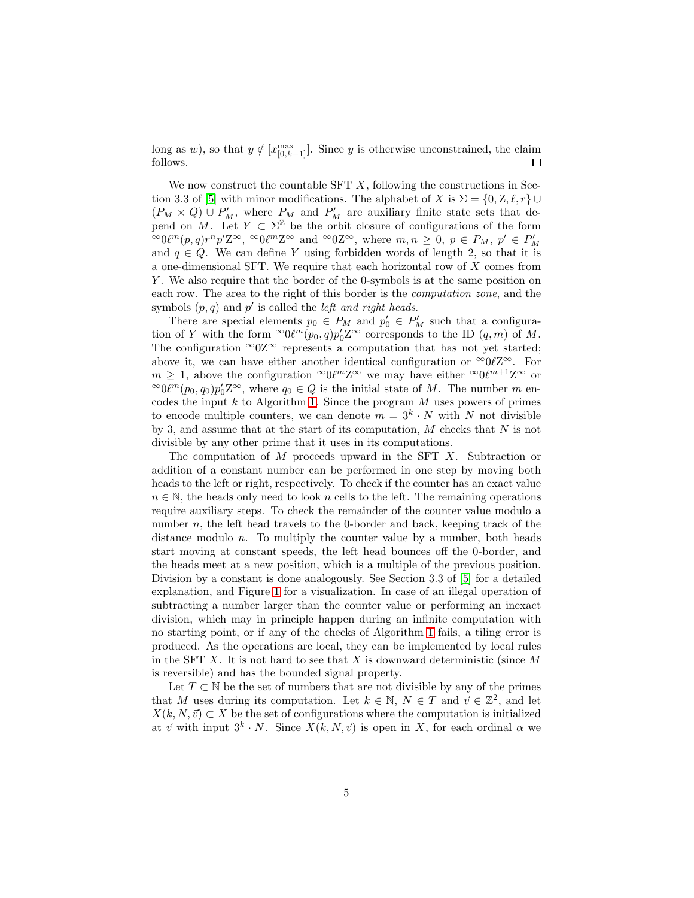long as $w$), so that $y \notin [x^{\max}_{[0,k-1]}]$. Since $y$ is otherwise unconstrained, the claim follows. □

We now construct the countable SFT $X$, following the constructions in Section 3.3 of [5] with minor modifications. The alphabet of $X$ is $\Sigma = \{0, \mathrm{Z}, \ell, r\} \cup (P_M \times Q) \cup P'_M$, where $P_M$ and $P'_M$ are auxiliary finite state sets that depend on $M$. Let $Y \subset \Sigma^{\mathbb{Z}}$ be the orbit closure of configurations of the form ${}^{\infty}0\ell^m(p,q)r^n p'\mathrm{Z}^{\infty}$, ${}^{\infty}0\ell^m\mathrm{Z}^{\infty}$ and ${}^{\infty}0\mathrm{Z}^{\infty}$, where $m, n \geq 0$, $p \in P_M$, $p' \in P'_M$ and $q \in Q$. We can define $Y$ using forbidden words of length 2, so that it is a one-dimensional SFT. We require that each horizontal row of $X$ comes from $Y$. We also require that the border of the 0-symbols is at the same position on each row. The area to the right of this border is the *computation zone*, and the symbols $(p,q)$ and $p'$ is called the *left and right heads*.

There are special elements $p_0 \in P_M$ and $p'_0 \in P'_M$ such that a configuration of $Y$ with the form ${}^{\infty}0\ell^m(p_0,q)p'_0\mathrm{Z}^{\infty}$ corresponds to the ID $(q,m)$ of $M$. The configuration ${}^{\infty}0\mathrm{Z}^{\infty}$ represents a computation that has not yet started; above it, we can have either another identical configuration or ${}^{\infty}0\ell\mathrm{Z}^{\infty}$. For $m \geq 1$, above the configuration ${}^{\infty}0\ell^m\mathrm{Z}^{\infty}$ we may have either ${}^{\infty}0\ell^{m+1}\mathrm{Z}^{\infty}$ or ${}^{\infty}0\ell^m(p_0,q_0)p'_0\mathrm{Z}^{\infty}$, where $q_0 \in Q$ is the initial state of $M$. The number $m$ encodes the input $k$ to Algorithm 1. Since the program $M$ uses powers of primes to encode multiple counters, we can denote $m = 3^k \cdot N$ with $N$ not divisible by 3, and assume that at the start of its computation, $M$ checks that $N$ is not divisible by any other prime that it uses in its computations.

The computation of $M$ proceeds upward in the SFT $X$. Subtraction or addition of a constant number can be performed in one step by moving both heads to the left or right, respectively. To check if the counter has an exact value $n \in \mathbb{N}$, the heads only need to look $n$ cells to the left. The remaining operations require auxiliary steps. To check the remainder of the counter value modulo a number $n$, the left head travels to the 0-border and back, keeping track of the distance modulo $n$. To multiply the counter value by a number, both heads start moving at constant speeds, the left head bounces off the 0-border, and the heads meet at a new position, which is a multiple of the previous position. Division by a constant is done analogously. See Section 3.3 of [5] for a detailed explanation, and Figure 1 for a visualization. In case of an illegal operation of subtracting a number larger than the counter value or performing an inexact division, which may in principle happen during an infinite computation with no starting point, or if any of the checks of Algorithm 1 fails, a tiling error is produced. As the operations are local, they can be implemented by local rules in the SFT $X$. It is not hard to see that $X$ is downward deterministic (since $M$ is reversible) and has the bounded signal property.

Let $T \subset \mathbb{N}$ be the set of numbers that are not divisible by any of the primes that $M$ uses during its computation. Let $k \in \mathbb{N}$, $N \in T$ and $\vec{v} \in \mathbb{Z}^2$, and let $X(k, N, \vec{v}) \subset X$ be the set of configurations where the computation is initialized at $\vec{v}$ with input $3^k \cdot N$. Since $X(k, N, \vec{v})$ is open in $X$, for each ordinal $\alpha$ we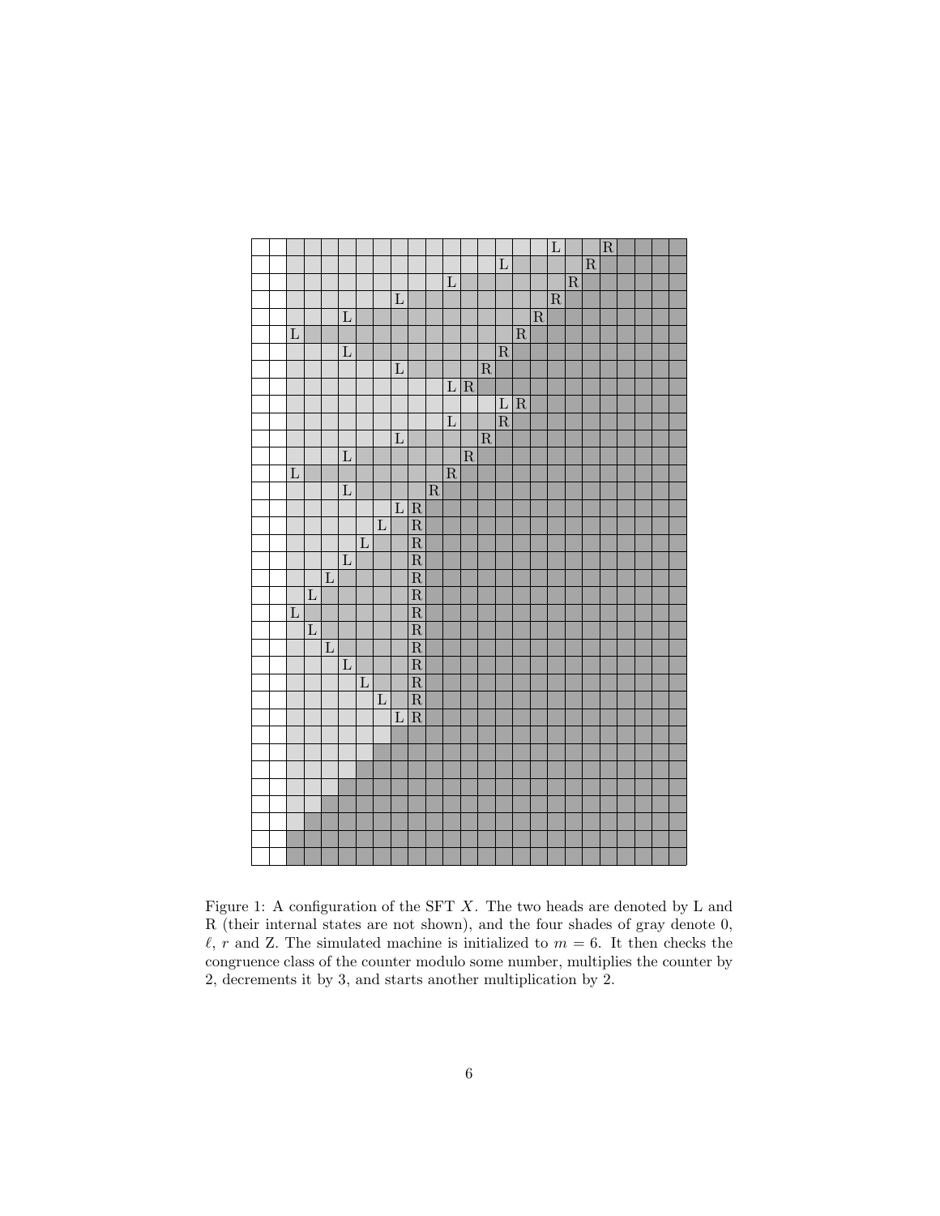Figure 1: A configuration of the SFT $X$. The two heads are denoted by L and R (their internal states are not shown), and the four shades of gray denote 0, $\ell$, $r$ and Z. The simulated machine is initialized to $m = 6$. It then checks the congruence class of the counter modulo some number, multiplies the counter by 2, decrements it by 3, and starts another multiplication by 2.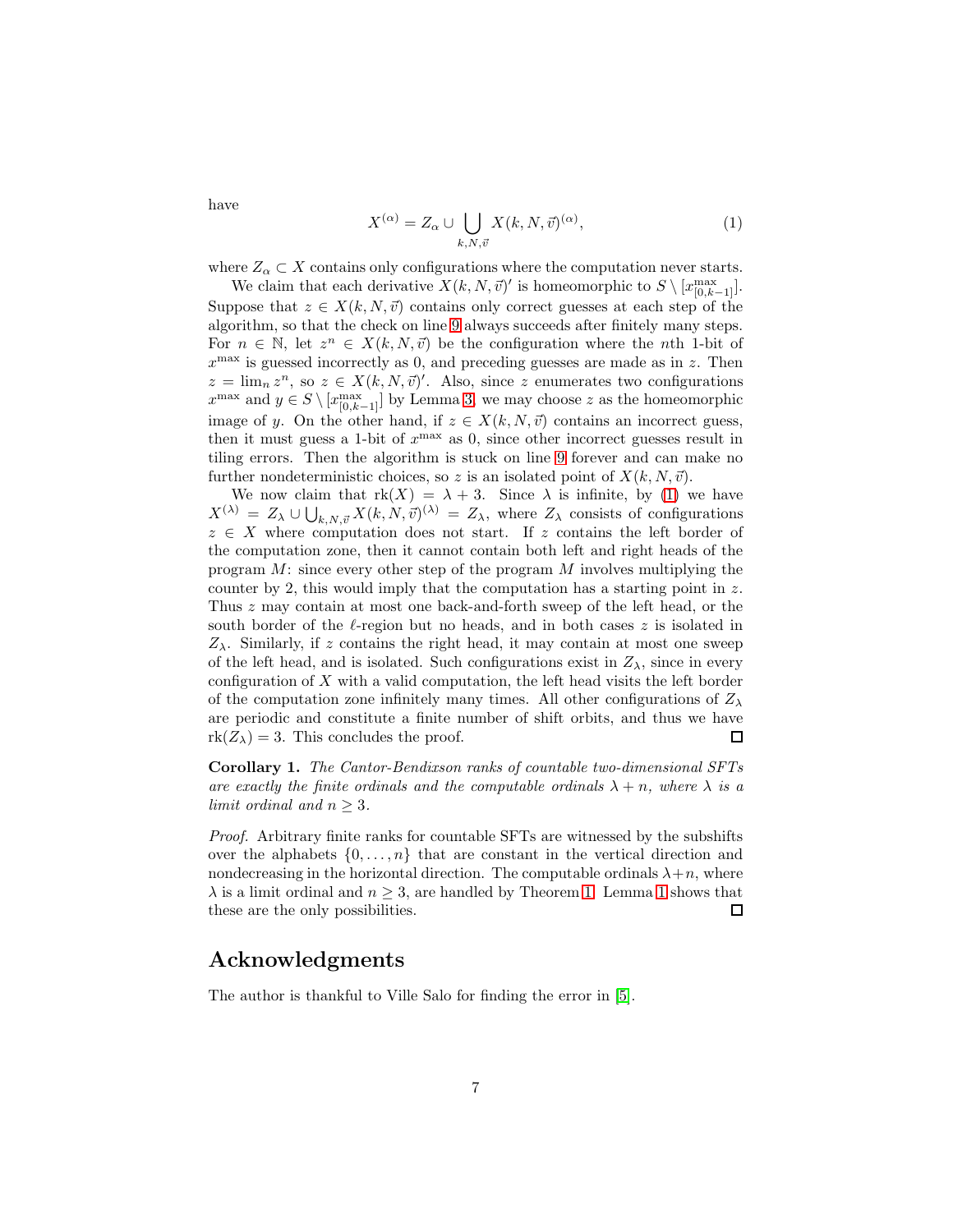have

$$X^{(\alpha)} = Z_\alpha \cup \bigcup_{k,N,\vec{v}} X(k,N,\vec{v})^{(\alpha)}, \tag{1}$$

where $Z_\alpha \subset X$ contains only configurations where the computation never starts.

We claim that each derivative $X(k,N,\vec{v})'$ is homeomorphic to $S \setminus [x^{\max}_{[0,k-1]}]$. Suppose that $z \in X(k,N,\vec{v})$ contains only correct guesses at each step of the algorithm, so that the check on line 9 always succeeds after finitely many steps. For $n \in \mathbb{N}$, let $z^n \in X(k,N,\vec{v})$ be the configuration where the $n$th 1-bit of $x^{\max}$ is guessed incorrectly as 0, and preceding guesses are made as in $z$. Then $z = \lim_n z^n$, so $z \in X(k,N,\vec{v})'$. Also, since $z$ enumerates two configurations $x^{\max}$ and $y \in S \setminus [x^{\max}_{[0,k-1]}]$ by Lemma 3, we may choose $z$ as the homeomorphic image of $y$. On the other hand, if $z \in X(k,N,\vec{v})$ contains an incorrect guess, then it must guess a 1-bit of $x^{\max}$ as 0, since other incorrect guesses result in tiling errors. Then the algorithm is stuck on line 9 forever and can make no further nondeterministic choices, so $z$ is an isolated point of $X(k,N,\vec{v})$.

We now claim that $\mathrm{rk}(X) = \lambda + 3$. Since $\lambda$ is infinite, by (1) we have $X^{(\lambda)} = Z_\lambda \cup \bigcup_{k,N,\vec{v}} X(k,N,\vec{v})^{(\lambda)} = Z_\lambda$, where $Z_\lambda$ consists of configurations $z \in X$ where computation does not start. If $z$ contains the left border of the computation zone, then it cannot contain both left and right heads of the program $M$: since every other step of the program $M$ involves multiplying the counter by 2, this would imply that the computation has a starting point in $z$. Thus $z$ may contain at most one back-and-forth sweep of the left head, or the south border of the $\ell$-region but no heads, and in both cases $z$ is isolated in $Z_\lambda$. Similarly, if $z$ contains the right head, it may contain at most one sweep of the left head, and is isolated. Such configurations exist in $Z_\lambda$, since in every configuration of $X$ with a valid computation, the left head visits the left border of the computation zone infinitely many times. All other configurations of $Z_\lambda$ are periodic and constitute a finite number of shift orbits, and thus we have $\mathrm{rk}(Z_\lambda) = 3$. This concludes the proof. □

**Corollary 1.** *The Cantor-Bendixson ranks of countable two-dimensional SFTs are exactly the finite ordinals and the computable ordinals $\lambda + n$, where $\lambda$ is a limit ordinal and $n \geq 3$.*

*Proof.* Arbitrary finite ranks for countable SFTs are witnessed by the subshifts over the alphabets $\{0,\ldots,n\}$ that are constant in the vertical direction and nondecreasing in the horizontal direction. The computable ordinals $\lambda+n$, where $\lambda$ is a limit ordinal and $n \geq 3$, are handled by Theorem 1. Lemma 1 shows that these are the only possibilities. □

## Acknowledgments

The author is thankful to Ville Salo for finding the error in [5].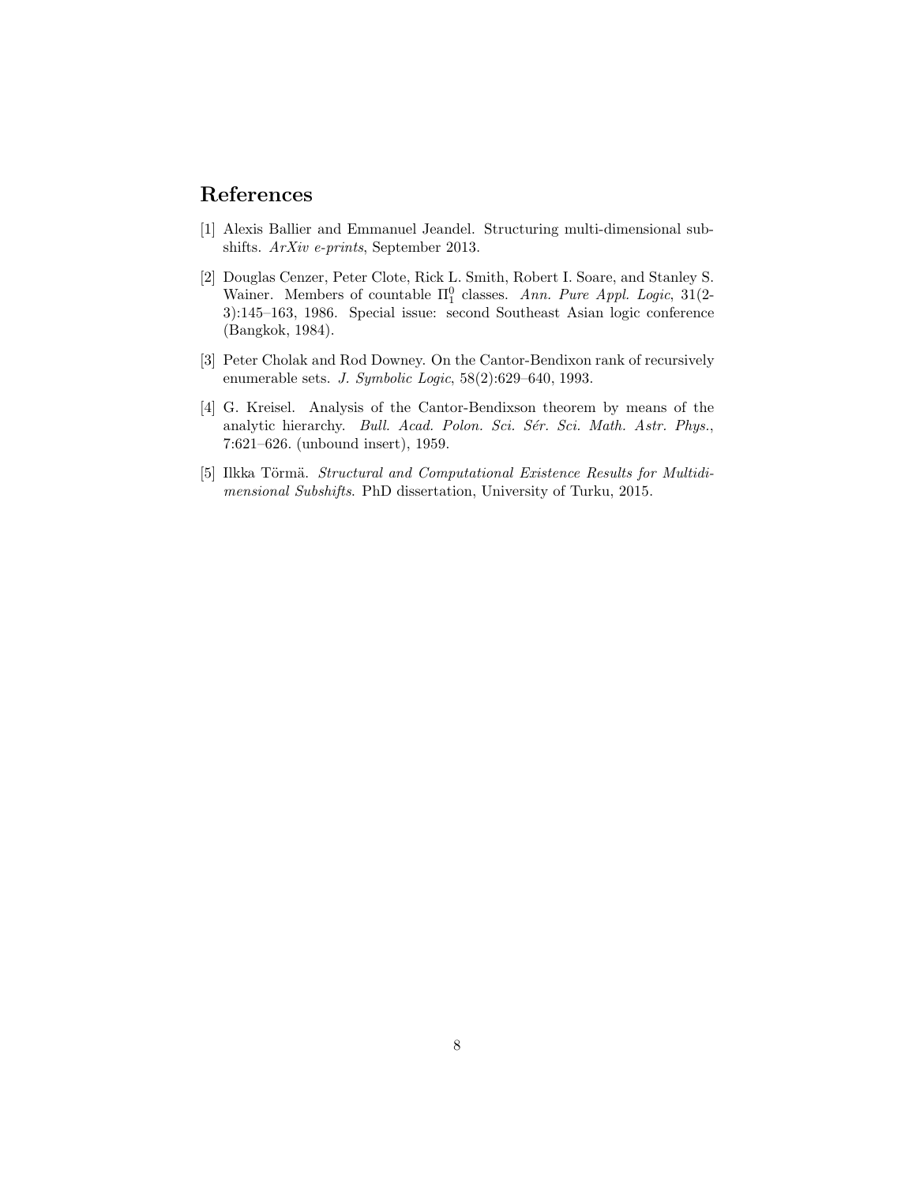## References

[1] Alexis Ballier and Emmanuel Jeandel. Structuring multi-dimensional subshifts. *ArXiv e-prints*, September 2013.

[2] Douglas Cenzer, Peter Clote, Rick L. Smith, Robert I. Soare, and Stanley S. Wainer. Members of countable $\Pi_1^0$ classes. *Ann. Pure Appl. Logic*, 31(2-3):145–163, 1986. Special issue: second Southeast Asian logic conference (Bangkok, 1984).

[3] Peter Cholak and Rod Downey. On the Cantor-Bendixon rank of recursively enumerable sets. *J. Symbolic Logic*, 58(2):629–640, 1993.

[4] G. Kreisel. Analysis of the Cantor-Bendixson theorem by means of the analytic hierarchy. *Bull. Acad. Polon. Sci. Sér. Sci. Math. Astr. Phys.*, 7:621–626. (unbound insert), 1959.

[5] Ilkka Törmä. *Structural and Computational Existence Results for Multidimensional Subshifts*. PhD dissertation, University of Turku, 2015.